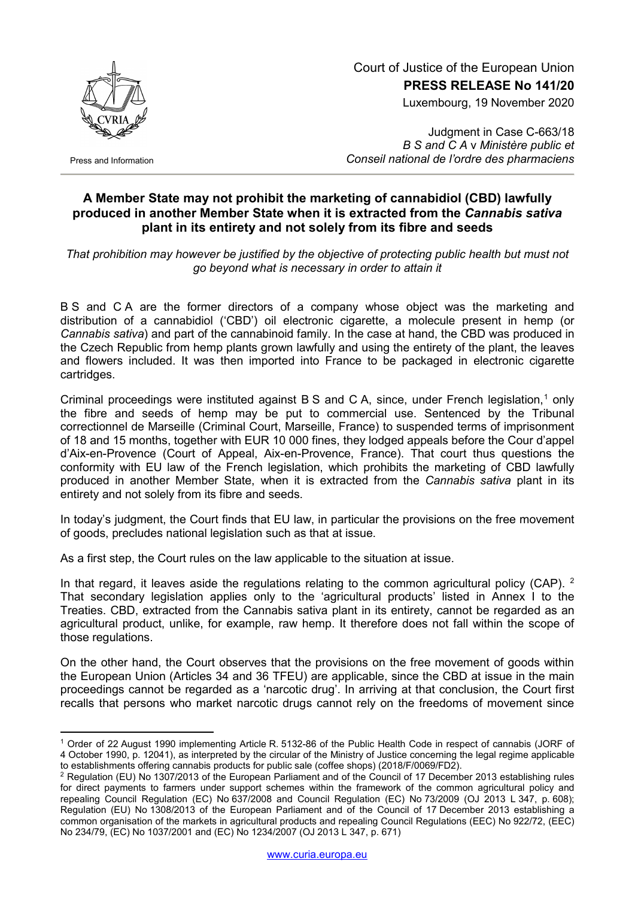Court of Justice of the European Union

**PRESS RELEASE No 141/20**

Luxembourg, 19 November 2020

Press and Information

Judgment in Case C-663/18
*B S and C A* v *Ministère public et Conseil national de l'ordre des pharmaciens*

## A Member State may not prohibit the marketing of cannabidiol (CBD) lawfully produced in another Member State when it is extracted from the *Cannabis sativa* plant in its entirety and not solely from its fibre and seeds

*That prohibition may however be justified by the objective of protecting public health but must not go beyond what is necessary in order to attain it*

B S and C A are the former directors of a company whose object was the marketing and distribution of a cannabidiol ('CBD') oil electronic cigarette, a molecule present in hemp (or *Cannabis sativa*) and part of the cannabinoid family. In the case at hand, the CBD was produced in the Czech Republic from hemp plants grown lawfully and using the entirety of the plant, the leaves and flowers included. It was then imported into France to be packaged in electronic cigarette cartridges.

Criminal proceedings were instituted against B S and C A, since, under French legislation,[1] only the fibre and seeds of hemp may be put to commercial use. Sentenced by the Tribunal correctionnel de Marseille (Criminal Court, Marseille, France) to suspended terms of imprisonment of 18 and 15 months, together with EUR 10 000 fines, they lodged appeals before the Cour d'appel d'Aix-en-Provence (Court of Appeal, Aix-en-Provence, France). That court thus questions the conformity with EU law of the French legislation, which prohibits the marketing of CBD lawfully produced in another Member State, when it is extracted from the *Cannabis sativa* plant in its entirety and not solely from its fibre and seeds.

In today's judgment, the Court finds that EU law, in particular the provisions on the free movement of goods, precludes national legislation such as that at issue.

As a first step, the Court rules on the law applicable to the situation at issue.

In that regard, it leaves aside the regulations relating to the common agricultural policy (CAP).[2] That secondary legislation applies only to the 'agricultural products' listed in Annex I to the Treaties. CBD, extracted from the Cannabis sativa plant in its entirety, cannot be regarded as an agricultural product, unlike, for example, raw hemp. It therefore does not fall within the scope of those regulations.

On the other hand, the Court observes that the provisions on the free movement of goods within the European Union (Articles 34 and 36 TFEU) are applicable, since the CBD at issue in the main proceedings cannot be regarded as a 'narcotic drug'. In arriving at that conclusion, the Court first recalls that persons who market narcotic drugs cannot rely on the freedoms of movement since

---

[1] Order of 22 August 1990 implementing Article R. 5132-86 of the Public Health Code in respect of cannabis (JORF of 4 October 1990, p. 12041), as interpreted by the circular of the Ministry of Justice concerning the legal regime applicable to establishments offering cannabis products for public sale (coffee shops) (2018/F/0069/FD2).

[2] Regulation (EU) No 1307/2013 of the European Parliament and of the Council of 17 December 2013 establishing rules for direct payments to farmers under support schemes within the framework of the common agricultural policy and repealing Council Regulation (EC) No 637/2008 and Council Regulation (EC) No 73/2009 (OJ 2013 L 347, p. 608); Regulation (EU) No 1308/2013 of the European Parliament and of the Council of 17 December 2013 establishing a common organisation of the markets in agricultural products and repealing Council Regulations (EEC) No 922/72, (EEC) No 234/79, (EC) No 1037/2001 and (EC) No 1234/2007 (OJ 2013 L 347, p. 671)

www.curia.europa.eu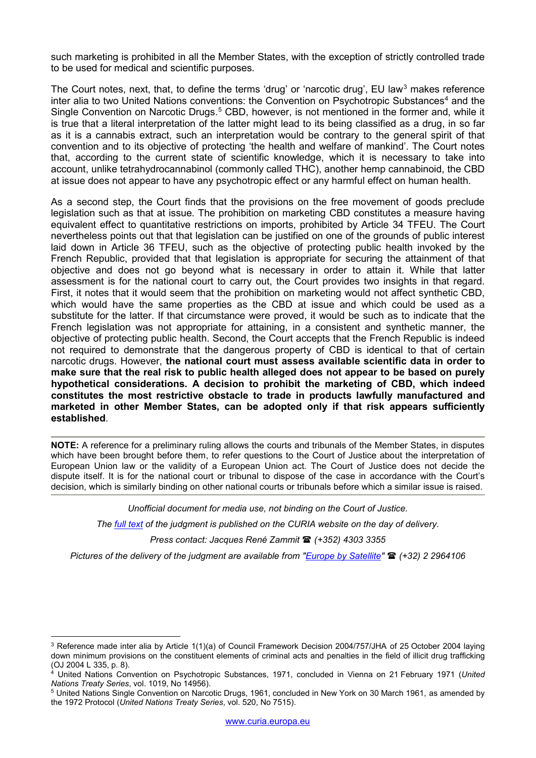such marketing is prohibited in all the Member States, with the exception of strictly controlled trade to be used for medical and scientific purposes.

The Court notes, next, that, to define the terms 'drug' or 'narcotic drug', EU law[3] makes reference inter alia to two United Nations conventions: the Convention on Psychotropic Substances[4] and the Single Convention on Narcotic Drugs.[5] CBD, however, is not mentioned in the former and, while it is true that a literal interpretation of the latter might lead to its being classified as a drug, in so far as it is a cannabis extract, such an interpretation would be contrary to the general spirit of that convention and to its objective of protecting 'the health and welfare of mankind'. The Court notes that, according to the current state of scientific knowledge, which it is necessary to take into account, unlike tetrahydrocannabinol (commonly called THC), another hemp cannabinoid, the CBD at issue does not appear to have any psychotropic effect or any harmful effect on human health.

As a second step, the Court finds that the provisions on the free movement of goods preclude legislation such as that at issue. The prohibition on marketing CBD constitutes a measure having equivalent effect to quantitative restrictions on imports, prohibited by Article 34 TFEU. The Court nevertheless points out that that legislation can be justified on one of the grounds of public interest laid down in Article 36 TFEU, such as the objective of protecting public health invoked by the French Republic, provided that that legislation is appropriate for securing the attainment of that objective and does not go beyond what is necessary in order to attain it. While that latter assessment is for the national court to carry out, the Court provides two insights in that regard. First, it notes that it would seem that the prohibition on marketing would not affect synthetic CBD, which would have the same properties as the CBD at issue and which could be used as a substitute for the latter. If that circumstance were proved, it would be such as to indicate that the French legislation was not appropriate for attaining, in a consistent and synthetic manner, the objective of protecting public health. Second, the Court accepts that the French Republic is indeed not required to demonstrate that the dangerous property of CBD is identical to that of certain narcotic drugs. However, **the national court must assess available scientific data in order to make sure that the real risk to public health alleged does not appear to be based on purely hypothetical considerations. A decision to prohibit the marketing of CBD, which indeed constitutes the most restrictive obstacle to trade in products lawfully manufactured and marketed in other Member States, can be adopted only if that risk appears sufficiently established**.

---

**NOTE:** A reference for a preliminary ruling allows the courts and tribunals of the Member States, in disputes which have been brought before them, to refer questions to the Court of Justice about the interpretation of European Union law or the validity of a European Union act. The Court of Justice does not decide the dispute itself. It is for the national court or tribunal to dispose of the case in accordance with the Court's decision, which is similarly binding on other national courts or tribunals before which a similar issue is raised.

---

*Unofficial document for media use, not binding on the Court of Justice.*

*The [full text](full text) of the judgment is published on the CURIA website on the day of delivery.*

*Press contact: Jacques René Zammit ☎ (+352) 4303 3355*

*Pictures of the delivery of the judgment are available from "[Europe by Satellite](Europe by Satellite)" ☎ (+32) 2 2964106*

---

[3] Reference made inter alia by Article 1(1)(a) of Council Framework Decision 2004/757/JHA of 25 October 2004 laying down minimum provisions on the constituent elements of criminal acts and penalties in the field of illicit drug trafficking (OJ 2004 L 335, p. 8).

[4] United Nations Convention on Psychotropic Substances, 1971, concluded in Vienna on 21 February 1971 (*United Nations Treaty Series*, vol. 1019, No 14956).

[5] United Nations Single Convention on Narcotic Drugs, 1961, concluded in New York on 30 March 1961, as amended by the 1972 Protocol (*United Nations Treaty Series*, vol. 520, No 7515).

www.curia.europa.eu